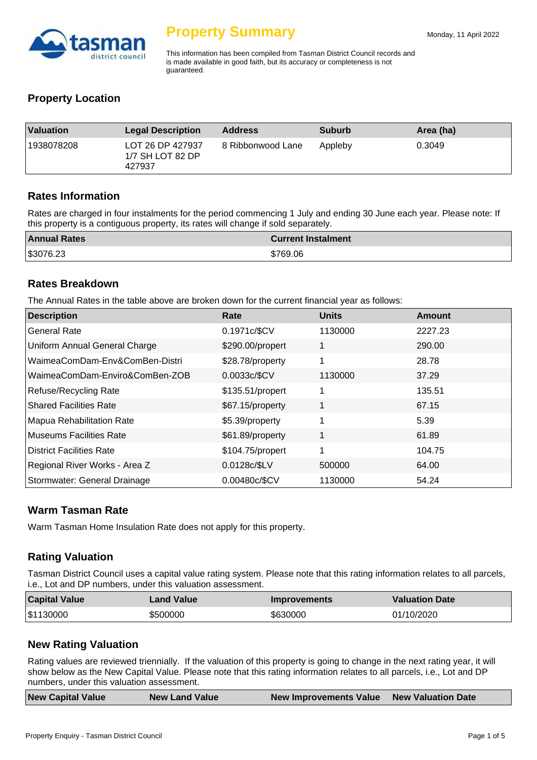# Property Summary

Monday, 11 April 2022

This information has been compiled from Tasman District Council records and is made available in good faith, but its accuracy or completeness is not guaranteed.

## Property Location

| Valuation | Legal Description | Address | Suburb | Area (ha) |
|---|---|---|---|---|
| 1938078208 | LOT 26 DP 427937 1/7 SH LOT 82 DP 427937 | 8 Ribbonwood Lane | Appleby | 0.3049 |

## Rates Information

Rates are charged in four instalments for the period commencing 1 July and ending 30 June each year. Please note: If this property is a contiguous property, its rates will change if sold separately.

| Annual Rates | Current Instalment |
|---|---|
| $3076.23 | $769.06 |

## Rates Breakdown

The Annual Rates in the table above are broken down for the current financial year as follows:

| Description | Rate | Units | Amount |
|---|---|---|---|
| General Rate | 0.1971c/$CV | 1130000 | 2227.23 |
| Uniform Annual General Charge | $290.00/propert | 1 | 290.00 |
| WaimeaComDam-Env&ComBen-Distri | $28.78/property | 1 | 28.78 |
| WaimeaComDam-Enviro&ComBen-ZOB | 0.0033c/$CV | 1130000 | 37.29 |
| Refuse/Recycling Rate | $135.51/propert | 1 | 135.51 |
| Shared Facilities Rate | $67.15/property | 1 | 67.15 |
| Mapua Rehabilitation Rate | $5.39/property | 1 | 5.39 |
| Museums Facilities Rate | $61.89/property | 1 | 61.89 |
| District Facilities Rate | $104.75/propert | 1 | 104.75 |
| Regional River Works - Area Z | 0.0128c/$LV | 500000 | 64.00 |
| Stormwater: General Drainage | 0.00480c/$CV | 1130000 | 54.24 |

## Warm Tasman Rate

Warm Tasman Home Insulation Rate does not apply for this property.

## Rating Valuation

Tasman District Council uses a capital value rating system. Please note that this rating information relates to all parcels, i.e., Lot and DP numbers, under this valuation assessment.

| Capital Value | Land Value | Improvements | Valuation Date |
|---|---|---|---|
| $1130000 | $500000 | $630000 | 01/10/2020 |

## New Rating Valuation

Rating values are reviewed triennially. If the valuation of this property is going to change in the next rating year, it will show below as the New Capital Value. Please note that this rating information relates to all parcels, i.e., Lot and DP numbers, under this valuation assessment.

| New Capital Value | New Land Value | New Improvements Value | New Valuation Date |
|---|---|---|---|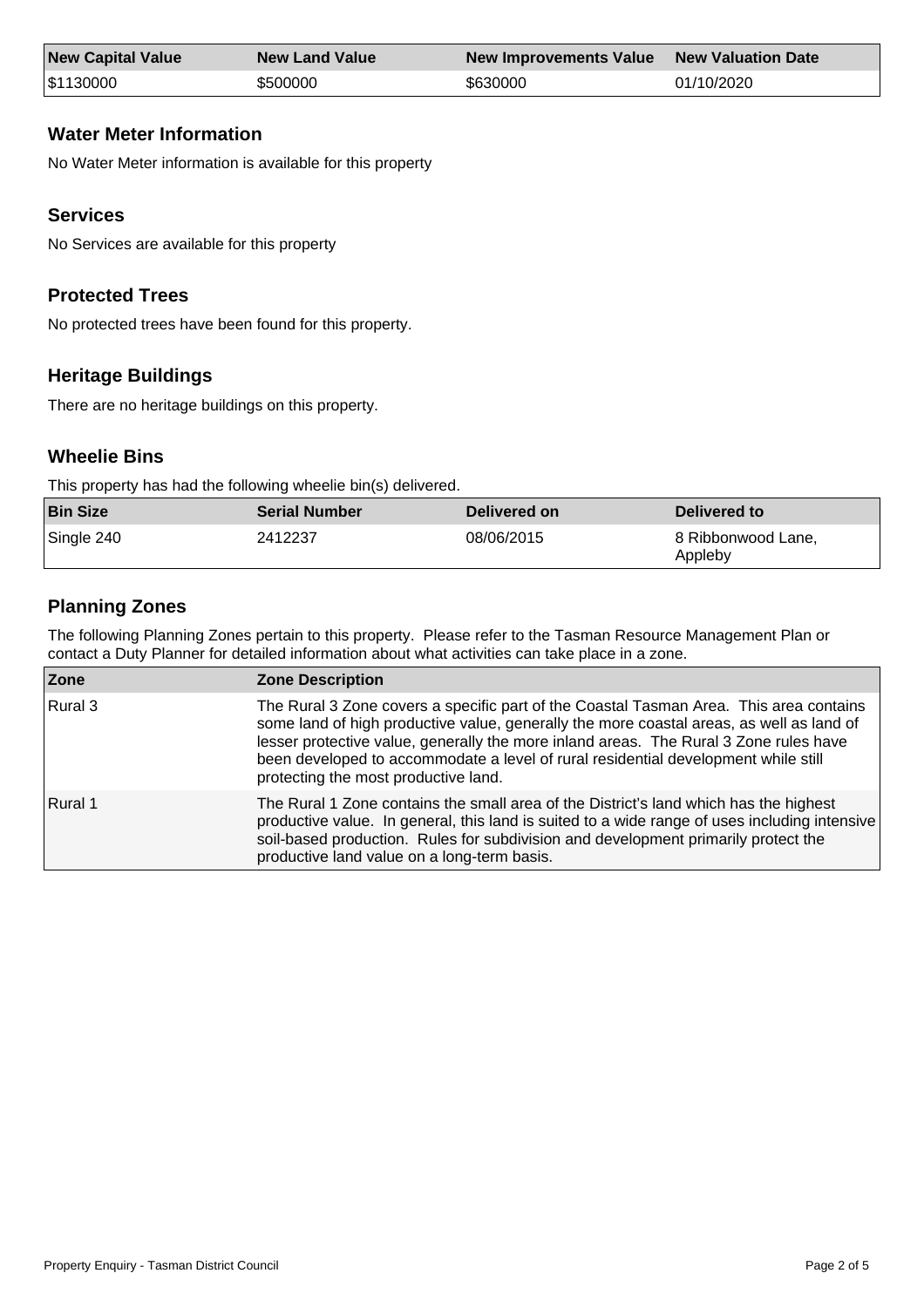| New Capital Value | New Land Value | New Improvements Value | New Valuation Date |
| --- | --- | --- | --- |
| $1130000 | $500000 | $630000 | 01/10/2020 |

## Water Meter Information

No Water Meter information is available for this property

## Services

No Services are available for this property

## Protected Trees

No protected trees have been found for this property.

## Heritage Buildings

There are no heritage buildings on this property.

## Wheelie Bins

This property has had the following wheelie bin(s) delivered.

| Bin Size | Serial Number | Delivered on | Delivered to |
| --- | --- | --- | --- |
| Single 240 | 2412237 | 08/06/2015 | 8 Ribbonwood Lane, Appleby |

## Planning Zones

The following Planning Zones pertain to this property. Please refer to the Tasman Resource Management Plan or contact a Duty Planner for detailed information about what activities can take place in a zone.

| Zone | Zone Description |
| --- | --- |
| Rural 3 | The Rural 3 Zone covers a specific part of the Coastal Tasman Area. This area contains some land of high productive value, generally the more coastal areas, as well as land of lesser protective value, generally the more inland areas. The Rural 3 Zone rules have been developed to accommodate a level of rural residential development while still protecting the most productive land. |
| Rural 1 | The Rural 1 Zone contains the small area of the District's land which has the highest productive value. In general, this land is suited to a wide range of uses including intensive soil-based production. Rules for subdivision and development primarily protect the productive land value on a long-term basis. |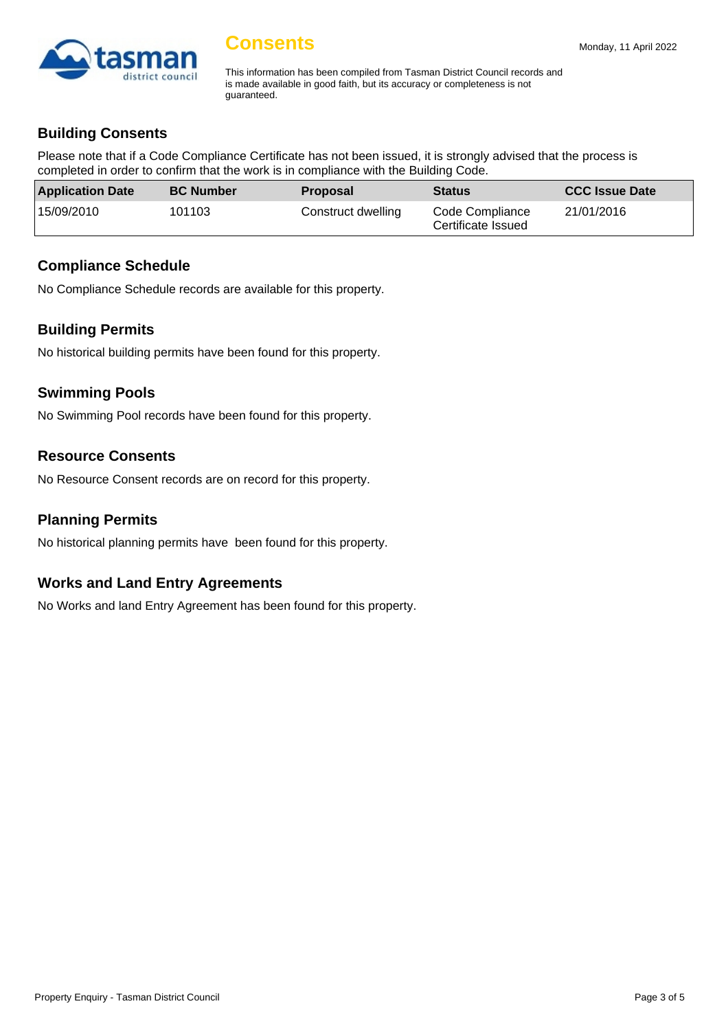# Consents

Monday, 11 April 2022

This information has been compiled from Tasman District Council records and is made available in good faith, but its accuracy or completeness is not guaranteed.

## Building Consents

Please note that if a Code Compliance Certificate has not been issued, it is strongly advised that the process is completed in order to confirm that the work is in compliance with the Building Code.

| Application Date | BC Number | Proposal | Status | CCC Issue Date |
|---|---|---|---|---|
| 15/09/2010 | 101103 | Construct dwelling | Code Compliance Certificate Issued | 21/01/2016 |

## Compliance Schedule

No Compliance Schedule records are available for this property.

## Building Permits

No historical building permits have been found for this property.

## Swimming Pools

No Swimming Pool records have been found for this property.

## Resource Consents

No Resource Consent records are on record for this property.

## Planning Permits

No historical planning permits have been found for this property.

## Works and Land Entry Agreements

No Works and land Entry Agreement has been found for this property.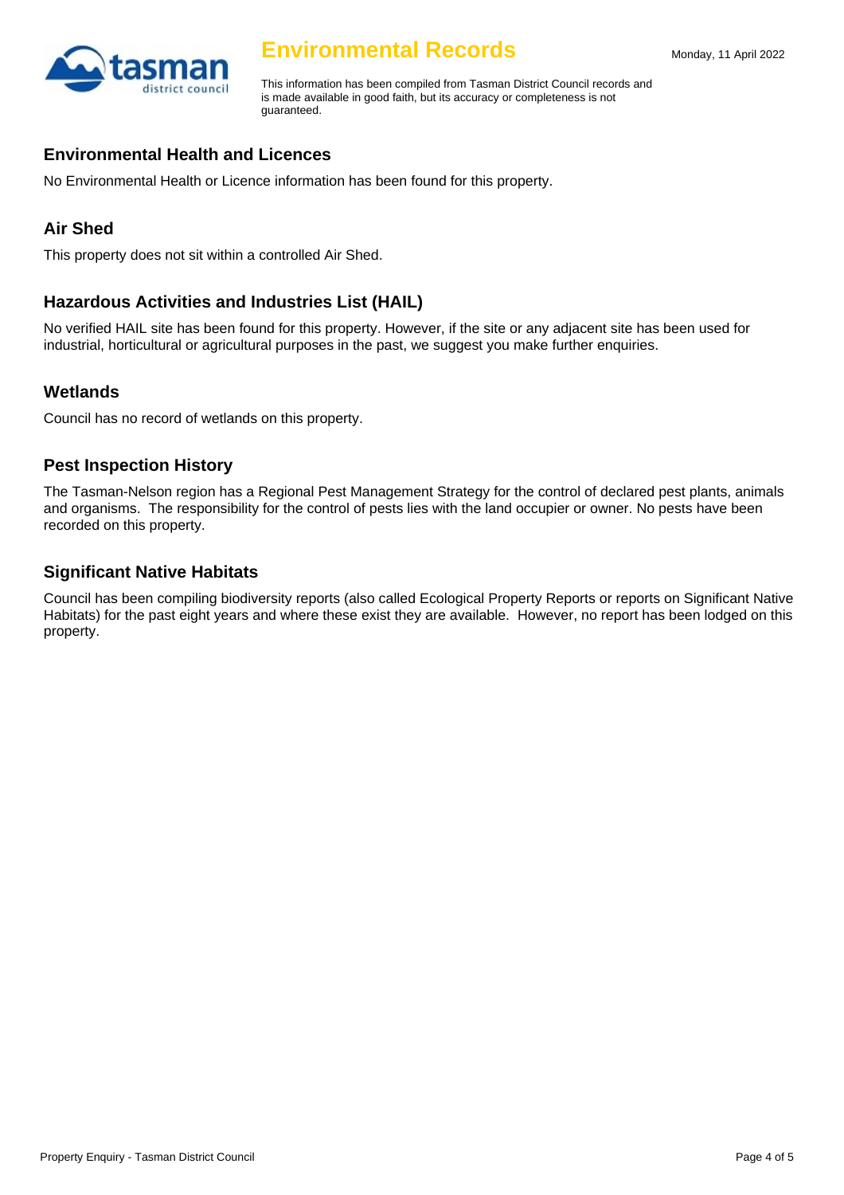# Environmental Records

Monday, 11 April 2022

This information has been compiled from Tasman District Council records and is made available in good faith, but its accuracy or completeness is not guaranteed.

## Environmental Health and Licences

No Environmental Health or Licence information has been found for this property.

## Air Shed

This property does not sit within a controlled Air Shed.

## Hazardous Activities and Industries List (HAIL)

No verified HAIL site has been found for this property. However, if the site or any adjacent site has been used for industrial, horticultural or agricultural purposes in the past, we suggest you make further enquiries.

## Wetlands

Council has no record of wetlands on this property.

## Pest Inspection History

The Tasman-Nelson region has a Regional Pest Management Strategy for the control of declared pest plants, animals and organisms. The responsibility for the control of pests lies with the land occupier or owner. No pests have been recorded on this property.

## Significant Native Habitats

Council has been compiling biodiversity reports (also called Ecological Property Reports or reports on Significant Native Habitats) for the past eight years and where these exist they are available. However, no report has been lodged on this property.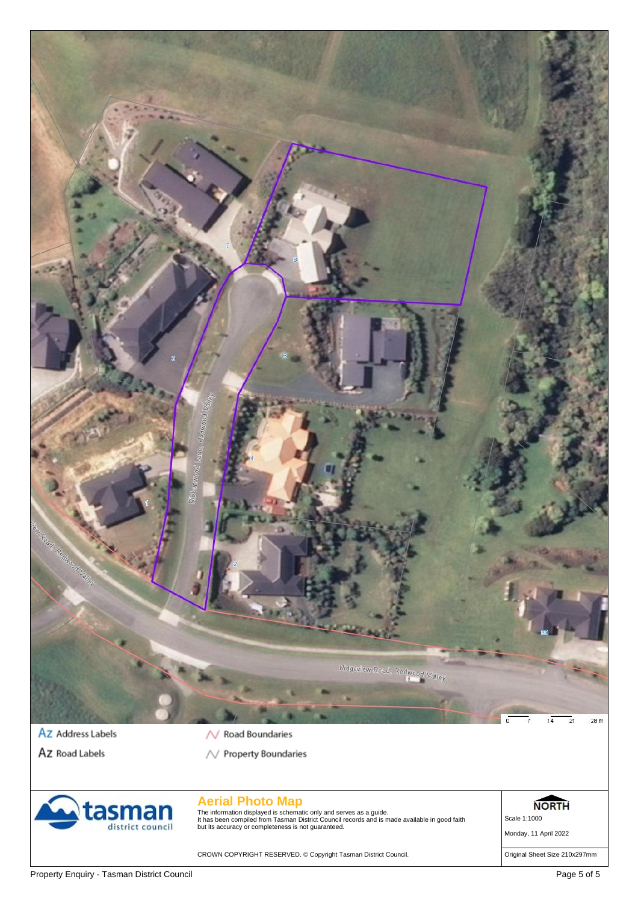Ridgeview Road, Redwood Valley

Riddenwood Lane, Redwood Valley

View Road, Redwood Valley

7

8

3

6

4

1

2

80

0 7 14 21 28 m

Az Address Labels

Az Road Labels

Road Boundaries

Property Boundaries

tasman district council

## Aerial Photo Map

The information displayed is schematic only and serves as a guide.
It has been compiled from Tasman District Council records and is made available in good faith but its accuracy or completeness is not guaranteed.

NORTH

Scale 1:1000

Monday, 11 April 2022

CROWN COPYRIGHT RESERVED. © Copyright Tasman District Council.

Original Sheet Size 210x297mm

Property Enquiry - Tasman District Council